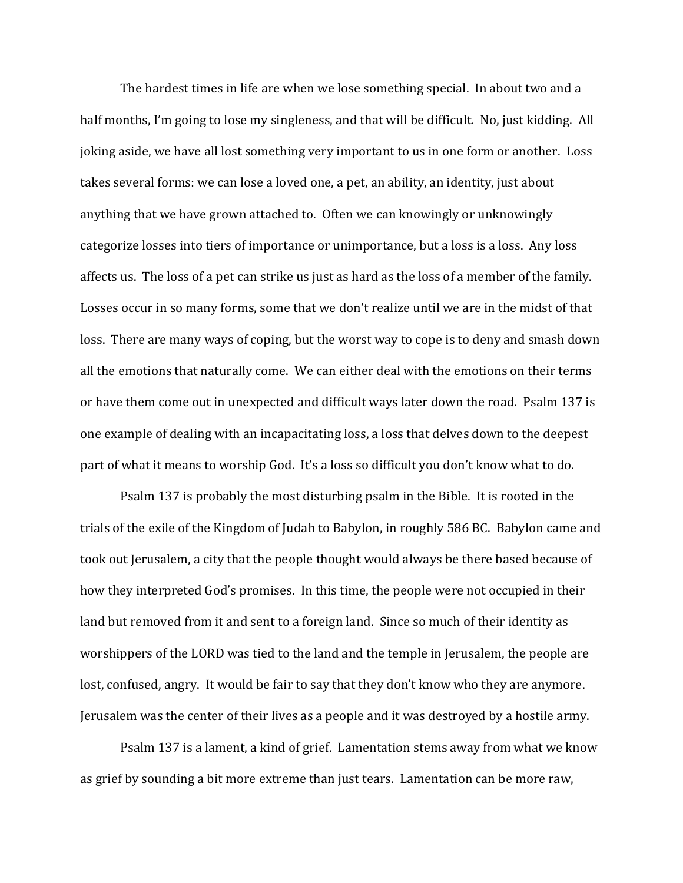The hardest times in life are when we lose something special. In about two and a half months, I'm going to lose my singleness, and that will be difficult. No, just kidding. All joking aside, we have all lost something very important to us in one form or another. Loss takes several forms: we can lose a loved one, a pet, an ability, an identity, just about anything that we have grown attached to. Often we can knowingly or unknowingly categorize losses into tiers of importance or unimportance, but a loss is a loss. Any loss affects us. The loss of a pet can strike us just as hard as the loss of a member of the family. Losses occur in so many forms, some that we don't realize until we are in the midst of that loss. There are many ways of coping, but the worst way to cope is to deny and smash down all the emotions that naturally come. We can either deal with the emotions on their terms or have them come out in unexpected and difficult ways later down the road. Psalm 137 is one example of dealing with an incapacitating loss, a loss that delves down to the deepest part of what it means to worship God. It's a loss so difficult you don't know what to do.

Psalm 137 is probably the most disturbing psalm in the Bible. It is rooted in the trials of the exile of the Kingdom of Judah to Babylon, in roughly 586 BC. Babylon came and took out Jerusalem, a city that the people thought would always be there based because of how they interpreted God's promises. In this time, the people were not occupied in their land but removed from it and sent to a foreign land. Since so much of their identity as worshippers of the LORD was tied to the land and the temple in Jerusalem, the people are lost, confused, angry. It would be fair to say that they don't know who they are anymore. Jerusalem was the center of their lives as a people and it was destroyed by a hostile army.

Psalm 137 is a lament, a kind of grief. Lamentation stems away from what we know as grief by sounding a bit more extreme than just tears. Lamentation can be more raw,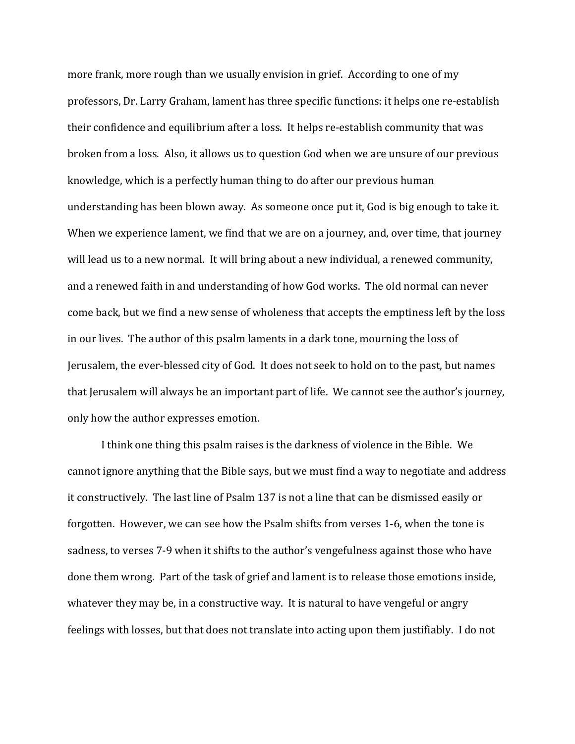more frank, more rough than we usually envision in grief. According to one of my professors, Dr. Larry Graham, lament has three specific functions: it helps one re-establish their confidence and equilibrium after a loss. It helps re-establish community that was broken from a loss. Also, it allows us to question God when we are unsure of our previous knowledge, which is a perfectly human thing to do after our previous human understanding has been blown away. As someone once put it, God is big enough to take it. When we experience lament, we find that we are on a journey, and, over time, that journey will lead us to a new normal. It will bring about a new individual, a renewed community, and a renewed faith in and understanding of how God works. The old normal can never come back, but we find a new sense of wholeness that accepts the emptiness left by the loss in our lives. The author of this psalm laments in a dark tone, mourning the loss of Jerusalem, the ever-blessed city of God. It does not seek to hold on to the past, but names that Jerusalem will always be an important part of life. We cannot see the author's journey, only how the author expresses emotion.

I think one thing this psalm raises is the darkness of violence in the Bible. We cannot ignore anything that the Bible says, but we must find a way to negotiate and address it constructively. The last line of Psalm 137 is not a line that can be dismissed easily or forgotten. However, we can see how the Psalm shifts from verses 1-6, when the tone is sadness, to verses 7-9 when it shifts to the author's vengefulness against those who have done them wrong. Part of the task of grief and lament is to release those emotions inside, whatever they may be, in a constructive way. It is natural to have vengeful or angry feelings with losses, but that does not translate into acting upon them justifiably. I do not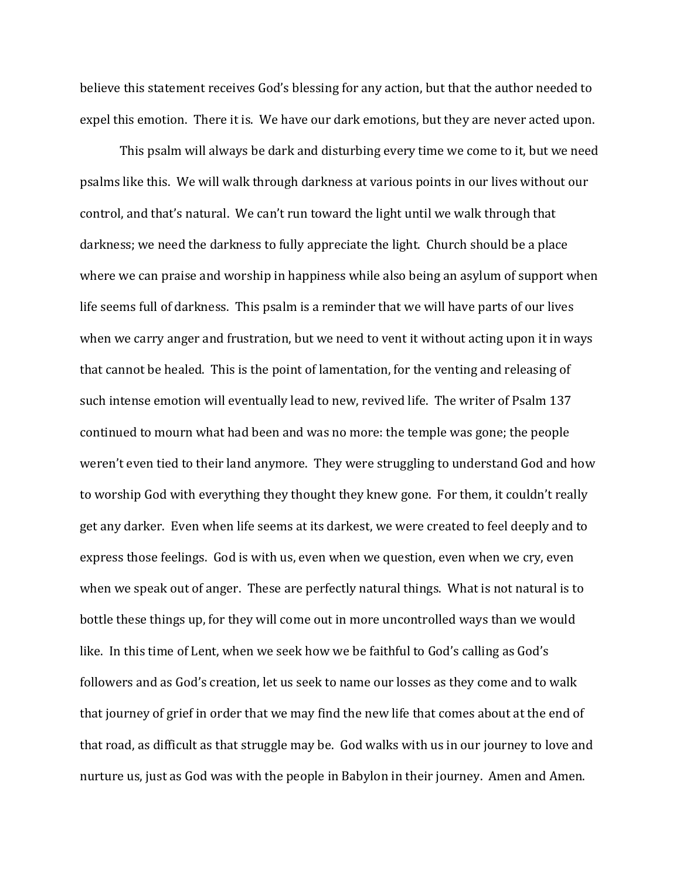believe this statement receives God's blessing for any action, but that the author needed to expel this emotion. There it is. We have our dark emotions, but they are never acted upon.

This psalm will always be dark and disturbing every time we come to it, but we need psalms like this. We will walk through darkness at various points in our lives without our control, and that's natural. We can't run toward the light until we walk through that darkness; we need the darkness to fully appreciate the light. Church should be a place where we can praise and worship in happiness while also being an asylum of support when life seems full of darkness. This psalm is a reminder that we will have parts of our lives when we carry anger and frustration, but we need to vent it without acting upon it in ways that cannot be healed. This is the point of lamentation, for the venting and releasing of such intense emotion will eventually lead to new, revived life. The writer of Psalm 137 continued to mourn what had been and was no more: the temple was gone; the people weren't even tied to their land anymore. They were struggling to understand God and how to worship God with everything they thought they knew gone. For them, it couldn't really get any darker. Even when life seems at its darkest, we were created to feel deeply and to express those feelings. God is with us, even when we question, even when we cry, even when we speak out of anger. These are perfectly natural things. What is not natural is to bottle these things up, for they will come out in more uncontrolled ways than we would like. In this time of Lent, when we seek how we be faithful to God's calling as God's followers and as God's creation, let us seek to name our losses as they come and to walk that journey of grief in order that we may find the new life that comes about at the end of that road, as difficult as that struggle may be. God walks with us in our journey to love and nurture us, just as God was with the people in Babylon in their journey. Amen and Amen.